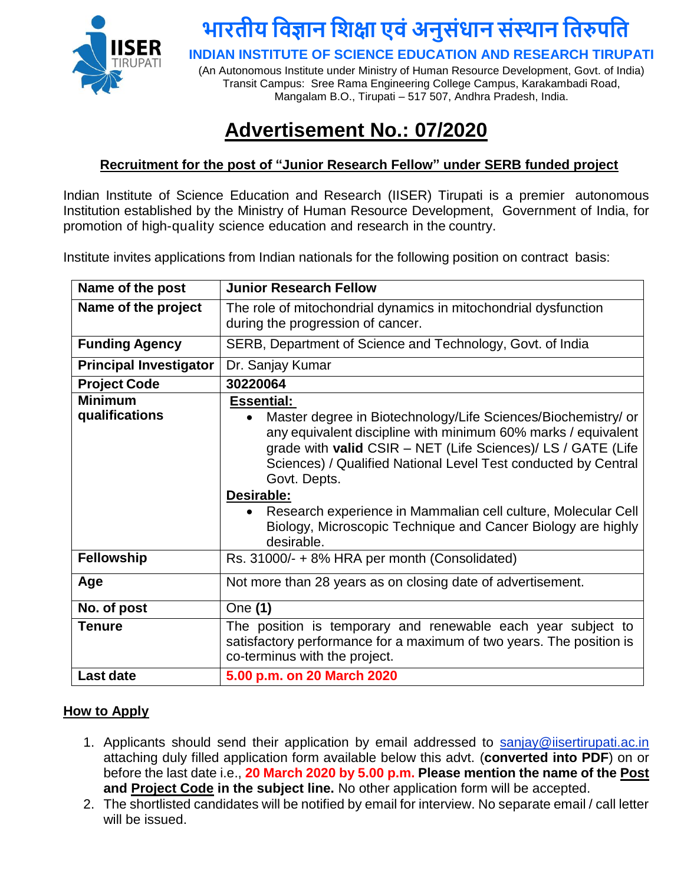# भारतीय विज्ञान शिक्षा एवं अनुसंधान संस्थान तिरुपति

## INDIAN INSTITUTE OF SCIENCE EDUCATION AND RESEARCH TIRUPATI

(An Autonomous Institute under Ministry of Human Resource Development, Govt. of India)
Transit Campus: Sree Rama Engineering College Campus, Karakambadi Road,
Mangalam B.O., Tirupati – 517 507, Andhra Pradesh, India.

# Advertisement No.: 07/2020

### Recruitment for the post of "Junior Research Fellow" under SERB funded project

Indian Institute of Science Education and Research (IISER) Tirupati is a premier autonomous Institution established by the Ministry of Human Resource Development, Government of India, for promotion of high-quality science education and research in the country.

Institute invites applications from Indian nationals for the following position on contract basis:

| **Name of the post** | **Junior Research Fellow** |
|---|---|
| **Name of the project** | The role of mitochondrial dynamics in mitochondrial dysfunction during the progression of cancer. |
| **Funding Agency** | SERB, Department of Science and Technology, Govt. of India |
| **Principal Investigator** | Dr. Sanjay Kumar |
| **Project Code** | **30220064** |
| **Minimum qualifications** | **Essential:** • Master degree in Biotechnology/Life Sciences/Biochemistry/ or any equivalent discipline with minimum 60% marks / equivalent grade with **valid** CSIR – NET (Life Sciences)/ LS / GATE (Life Sciences) / Qualified National Level Test conducted by Central Govt. Depts. **Desirable:** • Research experience in Mammalian cell culture, Molecular Cell Biology, Microscopic Technique and Cancer Biology are highly desirable. |
| **Fellowship** | Rs. 31000/- + 8% HRA per month (Consolidated) |
| **Age** | Not more than 28 years as on closing date of advertisement. |
| **No. of post** | One **(1)** |
| **Tenure** | The position is temporary and renewable each year subject to satisfactory performance for a maximum of two years. The position is co-terminus with the project. |
| **Last date** | **5.00 p.m. on 20 March 2020** |

### How to Apply

1. Applicants should send their application by email addressed to sanjay@iisertirupati.ac.in attaching duly filled application form available below this advt. (**converted into PDF**) on or before the last date i.e., **20 March 2020 by 5.00 p.m. Please mention the name of the Post and Project Code in the subject line.** No other application form will be accepted.
2. The shortlisted candidates will be notified by email for interview. No separate email / call letter will be issued.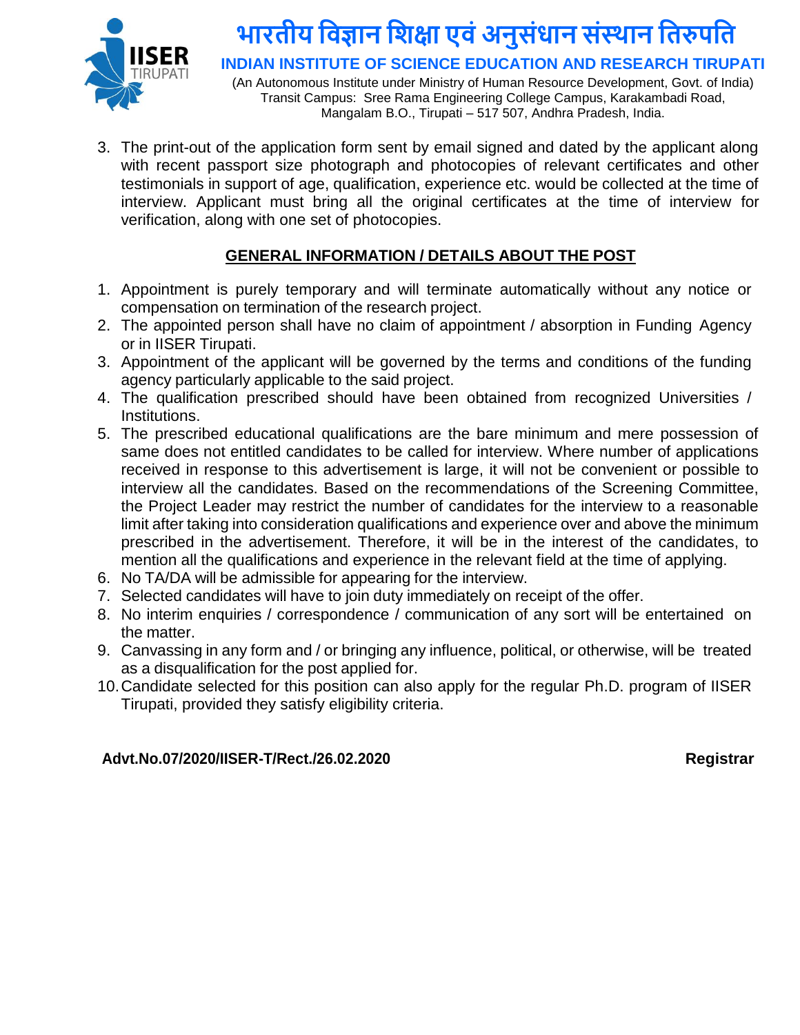3. The print-out of the application form sent by email signed and dated by the applicant along with recent passport size photograph and photocopies of relevant certificates and other testimonials in support of age, qualification, experience etc. would be collected at the time of interview. Applicant must bring all the original certificates at the time of interview for verification, along with one set of photocopies.

## GENERAL INFORMATION / DETAILS ABOUT THE POST

1. Appointment is purely temporary and will terminate automatically without any notice or compensation on termination of the research project.
2. The appointed person shall have no claim of appointment / absorption in Funding Agency or in IISER Tirupati.
3. Appointment of the applicant will be governed by the terms and conditions of the funding agency particularly applicable to the said project.
4. The qualification prescribed should have been obtained from recognized Universities / Institutions.
5. The prescribed educational qualifications are the bare minimum and mere possession of same does not entitled candidates to be called for interview. Where number of applications received in response to this advertisement is large, it will not be convenient or possible to interview all the candidates. Based on the recommendations of the Screening Committee, the Project Leader may restrict the number of candidates for the interview to a reasonable limit after taking into consideration qualifications and experience over and above the minimum prescribed in the advertisement. Therefore, it will be in the interest of the candidates, to mention all the qualifications and experience in the relevant field at the time of applying.
6. No TA/DA will be admissible for appearing for the interview.
7. Selected candidates will have to join duty immediately on receipt of the offer.
8. No interim enquiries / correspondence / communication of any sort will be entertained on the matter.
9. Canvassing in any form and / or bringing any influence, political, or otherwise, will be treated as a disqualification for the post applied for.
10. Candidate selected for this position can also apply for the regular Ph.D. program of IISER Tirupati, provided they satisfy eligibility criteria.

**Advt.No.07/2020/IISER-T/Rect./26.02.2020** **Registrar**